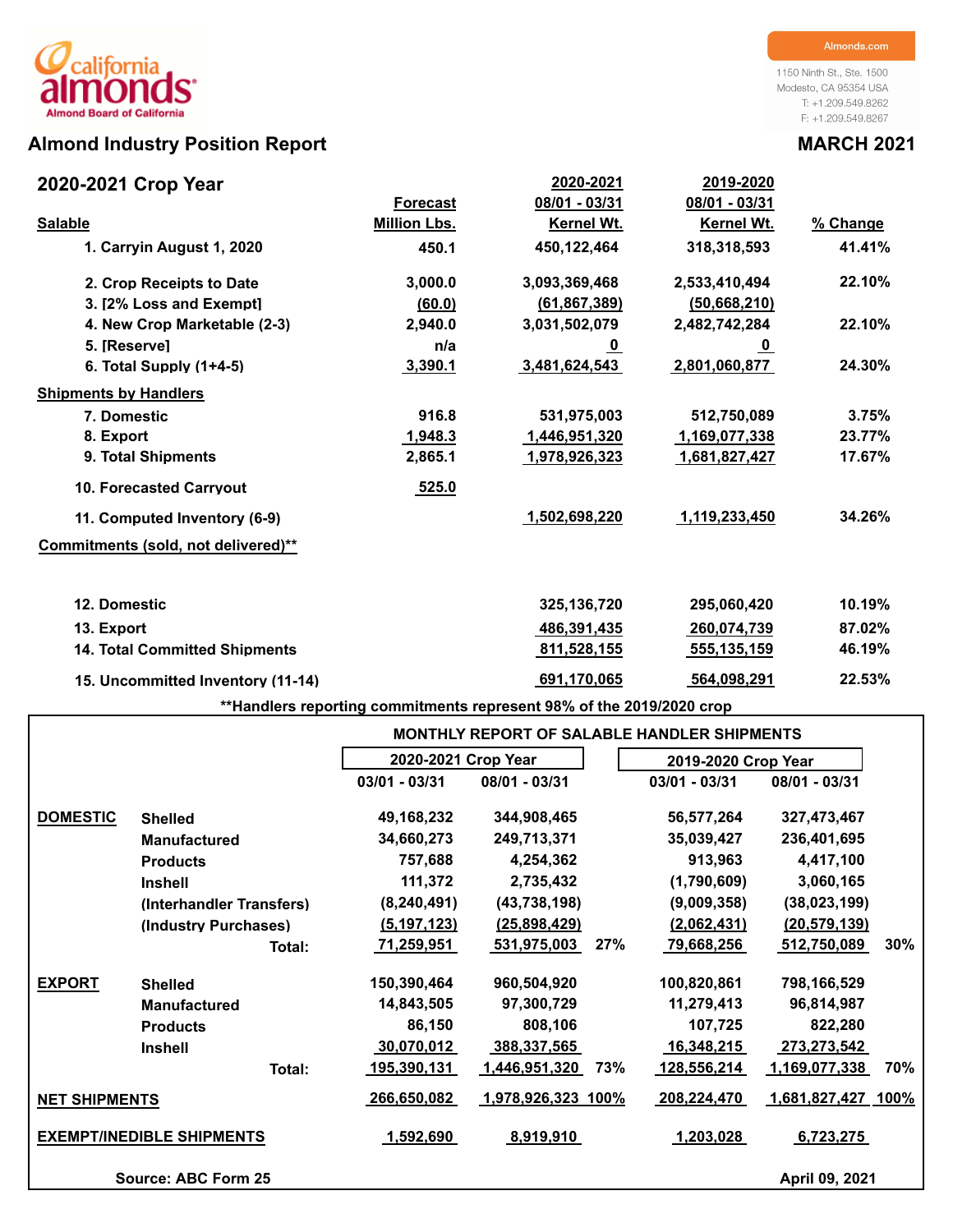california almonds
Almond Board of California

Almonds.com

1150 Ninth St., Ste. 1500
Modesto, CA 95354 USA
T: +1.209.549.8262
F: +1.209.549.8267

# Almond Industry Position Report

**MARCH 2021**

## 2020-2021 Crop Year

| Salable | Forecast Million Lbs. | 2020-2021 08/01 - 03/31 Kernel Wt. | 2019-2020 08/01 - 03/31 Kernel Wt. | % Change |
|---|---|---|---|---|
| 1. Carryin August 1, 2020 | 450.1 | 450,122,464 | 318,318,593 | 41.41% |
| 2. Crop Receipts to Date | 3,000.0 | 3,093,369,468 | 2,533,410,494 | 22.10% |
| 3. [2% Loss and Exempt] | (60.0) | (61,867,389) | (50,668,210) | |
| 4. New Crop Marketable (2-3) | 2,940.0 | 3,031,502,079 | 2,482,742,284 | 22.10% |
| 5. [Reserve] | n/a | 0 | 0 | |
| 6. Total Supply (1+4-5) | 3,390.1 | 3,481,624,543 | 2,801,060,877 | 24.30% |
| **Shipments by Handlers** | | | | |
| 7. Domestic | 916.8 | 531,975,003 | 512,750,089 | 3.75% |
| 8. Export | 1,948.3 | 1,446,951,320 | 1,169,077,338 | 23.77% |
| 9. Total Shipments | 2,865.1 | 1,978,926,323 | 1,681,827,427 | 17.67% |
| 10. Forecasted Carryout | 525.0 | | | |
| 11. Computed Inventory (6-9) | | 1,502,698,220 | 1,119,233,450 | 34.26% |
| **Commitments (sold, not delivered)\*\*** | | | | |
| 12. Domestic | | 325,136,720 | 295,060,420 | 10.19% |
| 13. Export | | 486,391,435 | 260,074,739 | 87.02% |
| 14. Total Committed Shipments | | 811,528,155 | 555,135,159 | 46.19% |
| 15. Uncommitted Inventory (11-14) | | 691,170,065 | 564,098,291 | 22.53% |

\*\*Handlers reporting commitments represent 98% of the 2019/2020 crop

### MONTHLY REPORT OF SALABLE HANDLER SHIPMENTS

| | | 2020-2021 Crop Year | | | 2019-2020 Crop Year | | |
|---|---|---|---|---|---|---|---|
| | | 03/01 - 03/31 | 08/01 - 03/31 | | 03/01 - 03/31 | 08/01 - 03/31 | |
| **DOMESTIC** | Shelled | 49,168,232 | 344,908,465 | | 56,577,264 | 327,473,467 | |
| | Manufactured | 34,660,273 | 249,713,371 | | 35,039,427 | 236,401,695 | |
| | Products | 757,688 | 4,254,362 | | 913,963 | 4,417,100 | |
| | Inshell | 111,372 | 2,735,432 | | (1,790,609) | 3,060,165 | |
| | (Interhandler Transfers) | (8,240,491) | (43,738,198) | | (9,009,358) | (38,023,199) | |
| | (Industry Purchases) | (5,197,123) | (25,898,429) | | (2,062,431) | (20,579,139) | |
| | Total: | 71,259,951 | 531,975,003 | 27% | 79,668,256 | 512,750,089 | 30% |
| **EXPORT** | Shelled | 150,390,464 | 960,504,920 | | 100,820,861 | 798,166,529 | |
| | Manufactured | 14,843,505 | 97,300,729 | | 11,279,413 | 96,814,987 | |
| | Products | 86,150 | 808,106 | | 107,725 | 822,280 | |
| | Inshell | 30,070,012 | 388,337,565 | | 16,348,215 | 273,273,542 | |
| | Total: | 195,390,131 | 1,446,951,320 | 73% | 128,556,214 | 1,169,077,338 | 70% |
| **NET SHIPMENTS** | | 266,650,082 | 1,978,926,323 | 100% | 208,224,470 | 1,681,827,427 | 100% |
| **EXEMPT/INEDIBLE SHIPMENTS** | | 1,592,690 | 8,919,910 | | 1,203,028 | 6,723,275 | |

Source: ABC Form 25

April 09, 2021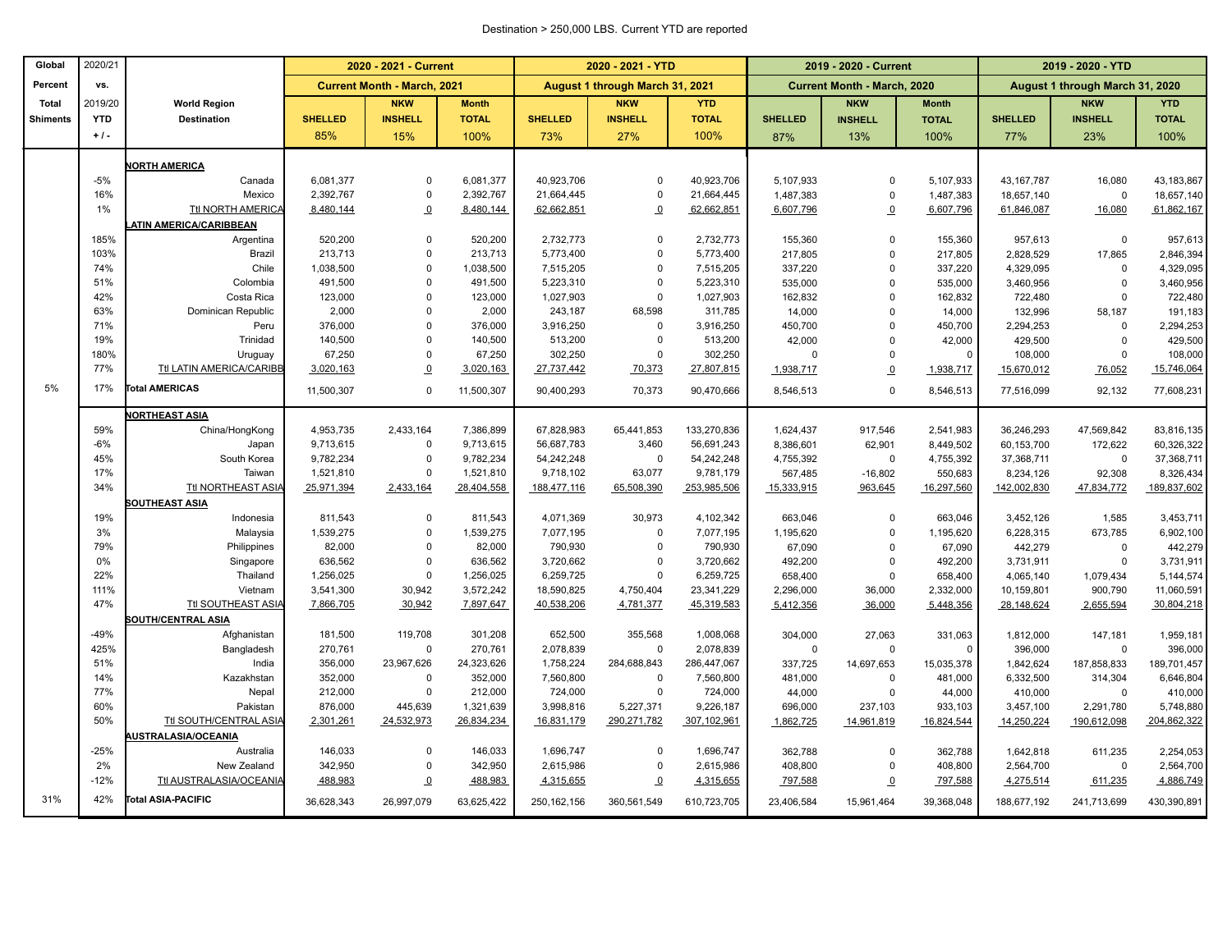Destination > 250,000 LBS. Current YTD are reported

| Global Percent Total Shiments | 2020/21 vs. 2019/20 YTD + / - | World Region Destination | 2020 - 2021 - Current | | | 2020 - 2021 - YTD | | | 2019 - 2020 - Current | | | 2019 - 2020 - YTD | | |
|---|---|---|---|---|---|---|---|---|---|---|---|---|---|---|
| | | | Current Month - March, 2021 | | | August 1 through March 31, 2021 | | | Current Month - March, 2020 | | | August 1 through March 31, 2020 | | |
| | | | SHELLED | NKW INSHELL | Month TOTAL | SHELLED | NKW INSHELL | YTD TOTAL | SHELLED | NKW INSHELL | Month TOTAL | SHELLED | NKW INSHELL | YTD TOTAL |
| | | | 85% | 15% | 100% | 73% | 27% | 100% | 87% | 13% | 100% | 77% | 23% | 100% |
| | | **NORTH AMERICA** | | | | | | | | | | | | |
| | -5% | Canada | 6,081,377 | 0 | 6,081,377 | 40,923,706 | 0 | 40,923,706 | 5,107,933 | 0 | 5,107,933 | 43,167,787 | 16,080 | 43,183,867 |
| | 16% | Mexico | 2,392,767 | 0 | 2,392,767 | 21,664,445 | 0 | 21,664,445 | 1,487,383 | 0 | 1,487,383 | 18,657,140 | 0 | 18,657,140 |
| | 1% | Ttl NORTH AMERICA | 8,480,144 | 0 | 8,480,144 | 62,662,851 | 0 | 62,662,851 | 6,607,796 | 0 | 6,607,796 | 61,846,087 | 16,080 | 61,862,167 |
| | | **LATIN AMERICA/CARIBBEAN** | | | | | | | | | | | | |
| | 185% | Argentina | 520,200 | 0 | 520,200 | 2,732,773 | 0 | 2,732,773 | 155,360 | 0 | 155,360 | 957,613 | 0 | 957,613 |
| | 103% | Brazil | 213,713 | 0 | 213,713 | 5,773,400 | 0 | 5,773,400 | 217,805 | 0 | 217,805 | 2,828,529 | 17,865 | 2,846,394 |
| | 74% | Chile | 1,038,500 | 0 | 1,038,500 | 7,515,205 | 0 | 7,515,205 | 337,220 | 0 | 337,220 | 4,329,095 | 0 | 4,329,095 |
| | 51% | Colombia | 491,500 | 0 | 491,500 | 5,223,310 | 0 | 5,223,310 | 535,000 | 0 | 535,000 | 3,460,956 | 0 | 3,460,956 |
| | 42% | Costa Rica | 123,000 | 0 | 123,000 | 1,027,903 | 0 | 1,027,903 | 162,832 | 0 | 162,832 | 722,480 | 0 | 722,480 |
| | 63% | Dominican Republic | 2,000 | 0 | 2,000 | 243,187 | 68,598 | 311,785 | 14,000 | 0 | 14,000 | 132,996 | 58,187 | 191,183 |
| | 71% | Peru | 376,000 | 0 | 376,000 | 3,916,250 | 0 | 3,916,250 | 450,700 | 0 | 450,700 | 2,294,253 | 0 | 2,294,253 |
| | 19% | Trinidad | 140,500 | 0 | 140,500 | 513,200 | 0 | 513,200 | 42,000 | 0 | 42,000 | 429,500 | 0 | 429,500 |
| | 180% | Uruguay | 67,250 | 0 | 67,250 | 302,250 | 0 | 302,250 | 0 | 0 | 0 | 108,000 | 0 | 108,000 |
| | 77% | Ttl LATIN AMERICA/CARIBB | 3,020,163 | 0 | 3,020,163 | 27,737,442 | 70,373 | 27,807,815 | 1,938,717 | 0 | 1,938,717 | 15,670,012 | 76,052 | 15,746,064 |
| 5% | 17% | **Total AMERICAS** | 11,500,307 | 0 | 11,500,307 | 90,400,293 | 70,373 | 90,470,666 | 8,546,513 | 0 | 8,546,513 | 77,516,099 | 92,132 | 77,608,231 |
| | | **NORTHEAST ASIA** | | | | | | | | | | | | |
| | 59% | China/HongKong | 4,953,735 | 2,433,164 | 7,386,899 | 67,828,983 | 65,441,853 | 133,270,836 | 1,624,437 | 917,546 | 2,541,983 | 36,246,293 | 47,569,842 | 83,816,135 |
| | -6% | Japan | 9,713,615 | 0 | 9,713,615 | 56,687,783 | 3,460 | 56,691,243 | 8,386,601 | 62,901 | 8,449,502 | 60,153,700 | 172,622 | 60,326,322 |
| | 45% | South Korea | 9,782,234 | 0 | 9,782,234 | 54,242,248 | 0 | 54,242,248 | 4,755,392 | 0 | 4,755,392 | 37,368,711 | 0 | 37,368,711 |
| | 17% | Taiwan | 1,521,810 | 0 | 1,521,810 | 9,718,102 | 63,077 | 9,781,179 | 567,485 | -16,802 | 550,683 | 8,234,126 | 92,308 | 8,326,434 |
| | 34% | Ttl NORTHEAST ASIA | 25,971,394 | 2,433,164 | 28,404,558 | 188,477,116 | 65,508,390 | 253,985,506 | 15,333,915 | 963,645 | 16,297,560 | 142,002,830 | 47,834,772 | 189,837,602 |
| | | **SOUTHEAST ASIA** | | | | | | | | | | | | |
| | 19% | Indonesia | 811,543 | 0 | 811,543 | 4,071,369 | 30,973 | 4,102,342 | 663,046 | 0 | 663,046 | 3,452,126 | 1,585 | 3,453,711 |
| | 3% | Malaysia | 1,539,275 | 0 | 1,539,275 | 7,077,195 | 0 | 7,077,195 | 1,195,620 | 0 | 1,195,620 | 6,228,315 | 673,785 | 6,902,100 |
| | 79% | Philippines | 82,000 | 0 | 82,000 | 790,930 | 0 | 790,930 | 67,090 | 0 | 67,090 | 442,279 | 0 | 442,279 |
| | 0% | Singapore | 636,562 | 0 | 636,562 | 3,720,662 | 0 | 3,720,662 | 492,200 | 0 | 492,200 | 3,731,911 | 0 | 3,731,911 |
| | 22% | Thailand | 1,256,025 | 0 | 1,256,025 | 6,259,725 | 0 | 6,259,725 | 658,400 | 0 | 658,400 | 4,065,140 | 1,079,434 | 5,144,574 |
| | 111% | Vietnam | 3,541,300 | 30,942 | 3,572,242 | 18,590,825 | 4,750,404 | 23,341,229 | 2,296,000 | 36,000 | 2,332,000 | 10,159,801 | 900,790 | 11,060,591 |
| | 47% | Ttl SOUTHEAST ASIA | 7,866,705 | 30,942 | 7,897,647 | 40,538,206 | 4,781,377 | 45,319,583 | 5,412,356 | 36,000 | 5,448,356 | 28,148,624 | 2,655,594 | 30,804,218 |
| | | **SOUTH/CENTRAL ASIA** | | | | | | | | | | | | |
| | -49% | Afghanistan | 181,500 | 119,708 | 301,208 | 652,500 | 355,568 | 1,008,068 | 304,000 | 27,063 | 331,063 | 1,812,000 | 147,181 | 1,959,181 |
| | 425% | Bangladesh | 270,761 | 0 | 270,761 | 2,078,839 | 0 | 2,078,839 | 0 | 0 | 0 | 396,000 | 0 | 396,000 |
| | 51% | India | 356,000 | 23,967,626 | 24,323,626 | 1,758,224 | 284,688,843 | 286,447,067 | 337,725 | 14,697,653 | 15,035,378 | 1,842,624 | 187,858,833 | 189,701,457 |
| | 14% | Kazakhstan | 352,000 | 0 | 352,000 | 7,560,800 | 0 | 7,560,800 | 481,000 | 0 | 481,000 | 6,332,500 | 314,304 | 6,646,804 |
| | 77% | Nepal | 212,000 | 0 | 212,000 | 724,000 | 0 | 724,000 | 44,000 | 0 | 44,000 | 410,000 | 0 | 410,000 |
| | 60% | Pakistan | 876,000 | 445,639 | 1,321,639 | 3,998,816 | 5,227,371 | 9,226,187 | 696,000 | 237,103 | 933,103 | 3,457,100 | 2,291,780 | 5,748,880 |
| | 50% | Ttl SOUTH/CENTRAL ASIA | 2,301,261 | 24,532,973 | 26,834,234 | 16,831,179 | 290,271,782 | 307,102,961 | 1,862,725 | 14,961,819 | 16,824,544 | 14,250,224 | 190,612,098 | 204,862,322 |
| | | **AUSTRALASIA/OCEANIA** | | | | | | | | | | | | |
| | -25% | Australia | 146,033 | 0 | 146,033 | 1,696,747 | 0 | 1,696,747 | 362,788 | 0 | 362,788 | 1,642,818 | 611,235 | 2,254,053 |
| | 2% | New Zealand | 342,950 | 0 | 342,950 | 2,615,986 | 0 | 2,615,986 | 408,800 | 0 | 408,800 | 2,564,700 | 0 | 2,564,700 |
| | -12% | Ttl AUSTRALASIA/OCEANIA | 488,983 | 0 | 488,983 | 4,315,655 | 0 | 4,315,655 | 797,588 | 0 | 797,588 | 4,275,514 | 611,235 | 4,886,749 |
| 31% | 42% | **Total ASIA-PACIFIC** | 36,628,343 | 26,997,079 | 63,625,422 | 250,162,156 | 360,561,549 | 610,723,705 | 23,406,584 | 15,961,464 | 39,368,048 | 188,677,192 | 241,713,699 | 430,390,891 |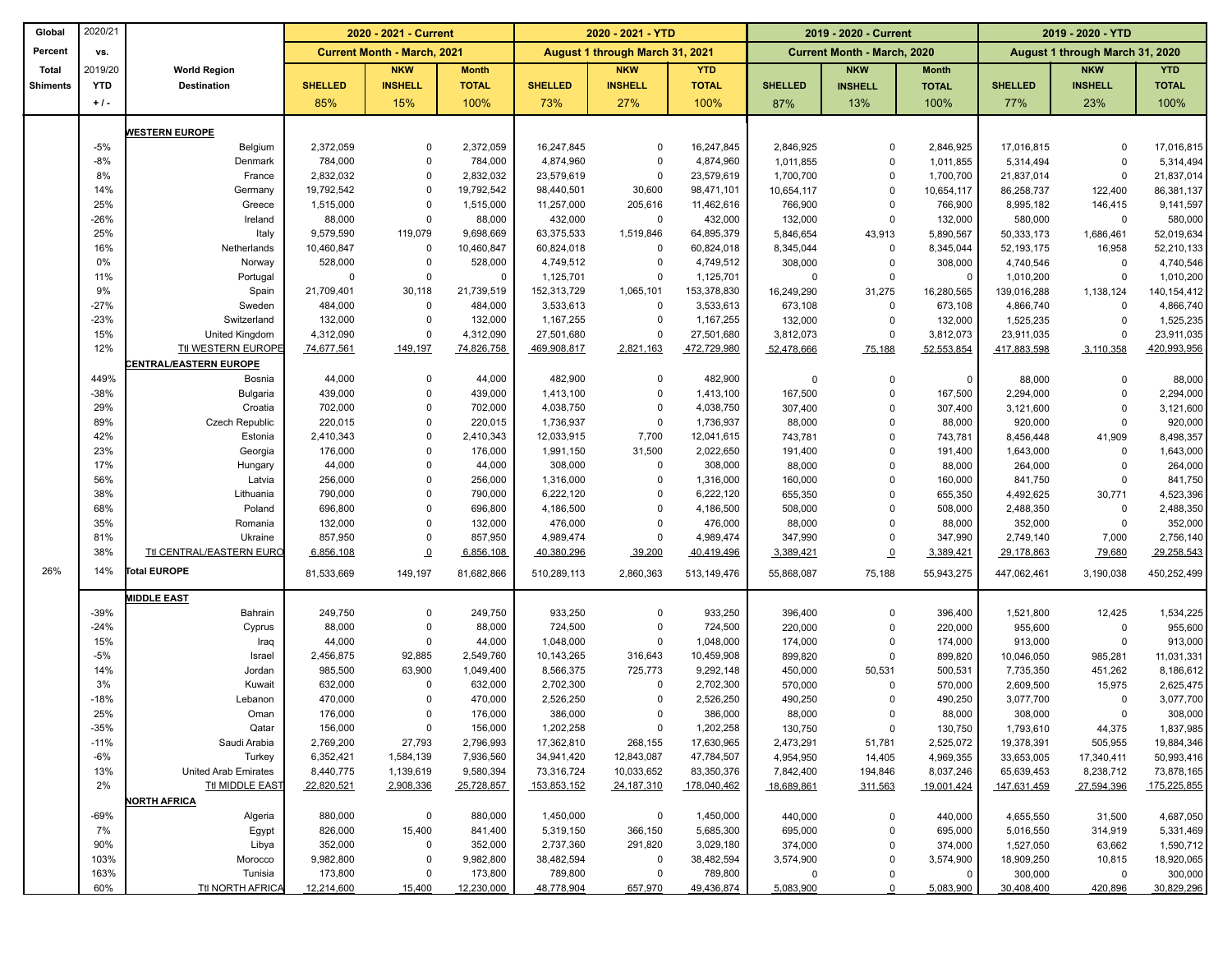| Global Percent Total Shiments | 2020/21 vs. 2019/20 YTD + / - | World Region Destination | 2020 - 2021 - Current | | | 2020 - 2021 - YTD | | | 2019 - 2020 - Current | | | 2019 - 2020 - YTD | | |
|---|---|---|---|---|---|---|---|---|---|---|---|---|---|---|
| | | | Current Month - March, 2021 | | | August 1 through March 31, 2021 | | | Current Month - March, 2020 | | | August 1 through March 31, 2020 | | |
| | | | SHELLED | NKW INSHELL | Month TOTAL | SHELLED | NKW INSHELL | YTD TOTAL | SHELLED | NKW INSHELL | Month TOTAL | SHELLED | NKW INSHELL | YTD TOTAL |
| | | | 85% | 15% | 100% | 73% | 27% | 100% | 87% | 13% | 100% | 77% | 23% | 100% |
| | | **WESTERN EUROPE** | | | | | | | | | | | | |
| | -5% | Belgium | 2,372,059 | 0 | 2,372,059 | 16,247,845 | 0 | 16,247,845 | 2,846,925 | 0 | 2,846,925 | 17,016,815 | 0 | 17,016,815 |
| | -8% | Denmark | 784,000 | 0 | 784,000 | 4,874,960 | 0 | 4,874,960 | 1,011,855 | 0 | 1,011,855 | 5,314,494 | 0 | 5,314,494 |
| | 8% | France | 2,832,032 | 0 | 2,832,032 | 23,579,619 | 0 | 23,579,619 | 1,700,700 | 0 | 1,700,700 | 21,837,014 | 0 | 21,837,014 |
| | 14% | Germany | 19,792,542 | 0 | 19,792,542 | 98,440,501 | 30,600 | 98,471,101 | 10,654,117 | 0 | 10,654,117 | 86,258,737 | 122,400 | 86,381,137 |
| | 25% | Greece | 1,515,000 | 0 | 1,515,000 | 11,257,000 | 205,616 | 11,462,616 | 766,900 | 0 | 766,900 | 8,995,182 | 146,415 | 9,141,597 |
| | -26% | Ireland | 88,000 | 0 | 88,000 | 432,000 | 0 | 432,000 | 132,000 | 0 | 132,000 | 580,000 | 0 | 580,000 |
| | 25% | Italy | 9,579,590 | 119,079 | 9,698,669 | 63,375,533 | 1,519,846 | 64,895,379 | 5,846,654 | 43,913 | 5,890,567 | 50,333,173 | 1,686,461 | 52,019,634 |
| | 16% | Netherlands | 10,460,847 | 0 | 10,460,847 | 60,824,018 | 0 | 60,824,018 | 8,345,044 | 0 | 8,345,044 | 52,193,175 | 16,958 | 52,210,133 |
| | 0% | Norway | 528,000 | 0 | 528,000 | 4,749,512 | 0 | 4,749,512 | 308,000 | 0 | 308,000 | 4,740,546 | 0 | 4,740,546 |
| | 11% | Portugal | 0 | 0 | 0 | 1,125,701 | 0 | 1,125,701 | 0 | 0 | 0 | 1,010,200 | 0 | 1,010,200 |
| | 9% | Spain | 21,709,401 | 30,118 | 21,739,519 | 152,313,729 | 1,065,101 | 153,378,830 | 16,249,290 | 31,275 | 16,280,565 | 139,016,288 | 1,138,124 | 140,154,412 |
| | -27% | Sweden | 484,000 | 0 | 484,000 | 3,533,613 | 0 | 3,533,613 | 673,108 | 0 | 673,108 | 4,866,740 | 0 | 4,866,740 |
| | -23% | Switzerland | 132,000 | 0 | 132,000 | 1,167,255 | 0 | 1,167,255 | 132,000 | 0 | 132,000 | 1,525,235 | 0 | 1,525,235 |
| | 15% | United Kingdom | 4,312,090 | 0 | 4,312,090 | 27,501,680 | 0 | 27,501,680 | 3,812,073 | 0 | 3,812,073 | 23,911,035 | 0 | 23,911,035 |
| | 12% | Ttl WESTERN EUROPE | 74,677,561 | 149,197 | 74,826,758 | 469,908,817 | 2,821,163 | 472,729,980 | 52,478,666 | 75,188 | 52,553,854 | 417,883,598 | 3,110,358 | 420,993,956 |
| | | **CENTRAL/EASTERN EUROPE** | | | | | | | | | | | | |
| | 449% | Bosnia | 44,000 | 0 | 44,000 | 482,900 | 0 | 482,900 | 0 | 0 | 0 | 88,000 | 0 | 88,000 |
| | -38% | Bulgaria | 439,000 | 0 | 439,000 | 1,413,100 | 0 | 1,413,100 | 167,500 | 0 | 167,500 | 2,294,000 | 0 | 2,294,000 |
| | 29% | Croatia | 702,000 | 0 | 702,000 | 4,038,750 | 0 | 4,038,750 | 307,400 | 0 | 307,400 | 3,121,600 | 0 | 3,121,600 |
| | 89% | Czech Republic | 220,015 | 0 | 220,015 | 1,736,937 | 0 | 1,736,937 | 88,000 | 0 | 88,000 | 920,000 | 0 | 920,000 |
| | 42% | Estonia | 2,410,343 | 0 | 2,410,343 | 12,033,915 | 7,700 | 12,041,615 | 743,781 | 0 | 743,781 | 8,456,448 | 41,909 | 8,498,357 |
| | 23% | Georgia | 176,000 | 0 | 176,000 | 1,991,150 | 31,500 | 2,022,650 | 191,400 | 0 | 191,400 | 1,643,000 | 0 | 1,643,000 |
| | 17% | Hungary | 44,000 | 0 | 44,000 | 308,000 | 0 | 308,000 | 88,000 | 0 | 88,000 | 264,000 | 0 | 264,000 |
| | 56% | Latvia | 256,000 | 0 | 256,000 | 1,316,000 | 0 | 1,316,000 | 160,000 | 0 | 160,000 | 841,750 | 0 | 841,750 |
| | 38% | Lithuania | 790,000 | 0 | 790,000 | 6,222,120 | 0 | 6,222,120 | 655,350 | 0 | 655,350 | 4,492,625 | 30,771 | 4,523,396 |
| | 68% | Poland | 696,800 | 0 | 696,800 | 4,186,500 | 0 | 4,186,500 | 508,000 | 0 | 508,000 | 2,488,350 | 0 | 2,488,350 |
| | 35% | Romania | 132,000 | 0 | 132,000 | 476,000 | 0 | 476,000 | 88,000 | 0 | 88,000 | 352,000 | 0 | 352,000 |
| | 81% | Ukraine | 857,950 | 0 | 857,950 | 4,989,474 | 0 | 4,989,474 | 347,990 | 0 | 347,990 | 2,749,140 | 7,000 | 2,756,140 |
| | 38% | Ttl CENTRAL/EASTERN EURO | 6,856,108 | 0 | 6,856,108 | 40,380,296 | 39,200 | 40,419,496 | 3,389,421 | 0 | 3,389,421 | 29,178,863 | 79,680 | 29,258,543 |
| 26% | 14% | **Total EUROPE** | 81,533,669 | 149,197 | 81,682,866 | 510,289,113 | 2,860,363 | 513,149,476 | 55,868,087 | 75,188 | 55,943,275 | 447,062,461 | 3,190,038 | 450,252,499 |
| | | **MIDDLE EAST** | | | | | | | | | | | | |
| | -39% | Bahrain | 249,750 | 0 | 249,750 | 933,250 | 0 | 933,250 | 396,400 | 0 | 396,400 | 1,521,800 | 12,425 | 1,534,225 |
| | -24% | Cyprus | 88,000 | 0 | 88,000 | 724,500 | 0 | 724,500 | 220,000 | 0 | 220,000 | 955,600 | 0 | 955,600 |
| | 15% | Iraq | 44,000 | 0 | 44,000 | 1,048,000 | 0 | 1,048,000 | 174,000 | 0 | 174,000 | 913,000 | 0 | 913,000 |
| | -5% | Israel | 2,456,875 | 92,885 | 2,549,760 | 10,143,265 | 316,643 | 10,459,908 | 899,820 | 0 | 899,820 | 10,046,050 | 985,281 | 11,031,331 |
| | 14% | Jordan | 985,500 | 63,900 | 1,049,400 | 8,566,375 | 725,773 | 9,292,148 | 450,000 | 50,531 | 500,531 | 7,735,350 | 451,262 | 8,186,612 |
| | 3% | Kuwait | 632,000 | 0 | 632,000 | 2,702,300 | 0 | 2,702,300 | 570,000 | 0 | 570,000 | 2,609,500 | 15,975 | 2,625,475 |
| | -18% | Lebanon | 470,000 | 0 | 470,000 | 2,526,250 | 0 | 2,526,250 | 490,250 | 0 | 490,250 | 3,077,700 | 0 | 3,077,700 |
| | 25% | Oman | 176,000 | 0 | 176,000 | 386,000 | 0 | 386,000 | 88,000 | 0 | 88,000 | 308,000 | 0 | 308,000 |
| | -35% | Qatar | 156,000 | 0 | 156,000 | 1,202,258 | 0 | 1,202,258 | 130,750 | 0 | 130,750 | 1,793,610 | 44,375 | 1,837,985 |
| | -11% | Saudi Arabia | 2,769,200 | 27,793 | 2,796,993 | 17,362,810 | 268,155 | 17,630,965 | 2,473,291 | 51,781 | 2,525,072 | 19,378,391 | 505,955 | 19,884,346 |
| | -6% | Turkey | 6,352,421 | 1,584,139 | 7,936,560 | 34,941,420 | 12,843,087 | 47,784,507 | 4,954,950 | 14,405 | 4,969,355 | 33,653,005 | 17,340,411 | 50,993,416 |
| | 13% | United Arab Emirates | 8,440,775 | 1,139,619 | 9,580,394 | 73,316,724 | 10,033,652 | 83,350,376 | 7,842,400 | 194,846 | 8,037,246 | 65,639,453 | 8,238,712 | 73,878,165 |
| | 2% | Ttl MIDDLE EAST | 22,820,521 | 2,908,336 | 25,728,857 | 153,853,152 | 24,187,310 | 178,040,462 | 18,689,861 | 311,563 | 19,001,424 | 147,631,459 | 27,594,396 | 175,225,855 |
| | | **NORTH AFRICA** | | | | | | | | | | | | |
| | -69% | Algeria | 880,000 | 0 | 880,000 | 1,450,000 | 0 | 1,450,000 | 440,000 | 0 | 440,000 | 4,655,550 | 31,500 | 4,687,050 |
| | 7% | Egypt | 826,000 | 15,400 | 841,400 | 5,319,150 | 366,150 | 5,685,300 | 695,000 | 0 | 695,000 | 5,016,550 | 314,919 | 5,331,469 |
| | 90% | Libya | 352,000 | 0 | 352,000 | 2,737,360 | 291,820 | 3,029,180 | 374,000 | 0 | 374,000 | 1,527,050 | 63,662 | 1,590,712 |
| | 103% | Morocco | 9,982,800 | 0 | 9,982,800 | 38,482,594 | 0 | 38,482,594 | 3,574,900 | 0 | 3,574,900 | 18,909,250 | 10,815 | 18,920,065 |
| | 163% | Tunisia | 173,800 | 0 | 173,800 | 789,800 | 0 | 789,800 | 0 | 0 | 0 | 300,000 | 0 | 300,000 |
| | 60% | Ttl NORTH AFRICA | 12,214,600 | 15,400 | 12,230,000 | 48,778,904 | 657,970 | 49,436,874 | 5,083,900 | 0 | 5,083,900 | 30,408,400 | 420,896 | 30,829,296 |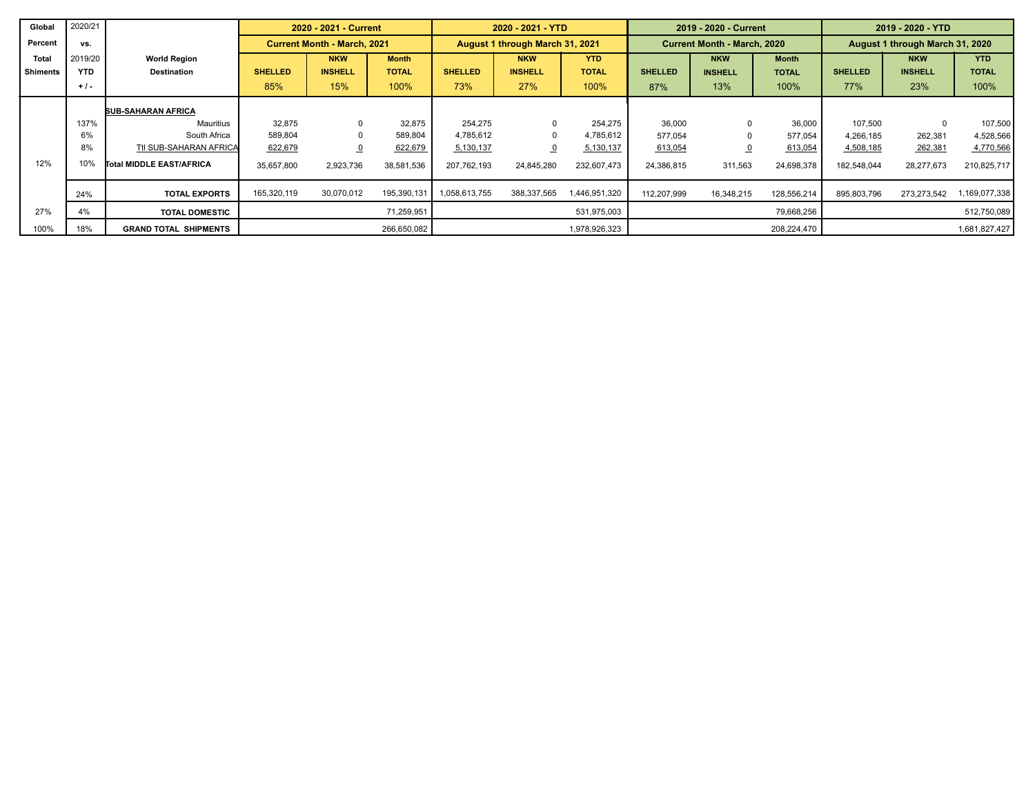| Global Percent Total Shiments | 2020/21 vs. 2019/20 YTD + / - | World Region Destination | 2020 - 2021 - Current | | | 2020 - 2021 - YTD | | | 2019 - 2020 - Current | | | 2019 - 2020 - YTD | | |
|---|---|---|---|---|---|---|---|---|---|---|---|---|---|---|
| | | | Current Month - March, 2021 | | | August 1 through March 31, 2021 | | | Current Month - March, 2020 | | | August 1 through March 31, 2020 | | |
| | | | SHELLED | NKW INSHELL | Month TOTAL | SHELLED | NKW INSHELL | YTD TOTAL | SHELLED | NKW INSHELL | Month TOTAL | SHELLED | NKW INSHELL | YTD TOTAL |
| | | | 85% | 15% | 100% | 73% | 27% | 100% | 87% | 13% | 100% | 77% | 23% | 100% |
| | | **SUB-SAHARAN AFRICA** | | | | | | | | | | | | |
| | 137% | Mauritius | 32,875 | 0 | 32,875 | 254,275 | 0 | 254,275 | 36,000 | 0 | 36,000 | 107,500 | 0 | 107,500 |
| | 6% | South Africa | 589,804 | 0 | 589,804 | 4,785,612 | 0 | 4,785,612 | 577,054 | 0 | 577,054 | 4,266,185 | 262,381 | 4,528,566 |
| | 8% | Ttl SUB-SAHARAN AFRICA | 622,679 | 0 | 622,679 | 5,130,137 | 0 | 5,130,137 | 613,054 | 0 | 613,054 | 4,508,185 | 262,381 | 4,770,566 |
| 12% | 10% | **Total MIDDLE EAST/AFRICA** | 35,657,800 | 2,923,736 | 38,581,536 | 207,762,193 | 24,845,280 | 232,607,473 | 24,386,815 | 311,563 | 24,698,378 | 182,548,044 | 28,277,673 | 210,825,717 |
| | 24% | **TOTAL EXPORTS** | 165,320,119 | 30,070,012 | 195,390,131 | 1,058,613,755 | 388,337,565 | 1,446,951,320 | 112,207,999 | 16,348,215 | 128,556,214 | 895,803,796 | 273,273,542 | 1,169,077,338 |
| 27% | 4% | **TOTAL DOMESTIC** | | | 71,259,951 | | | 531,975,003 | | | 79,668,256 | | | 512,750,089 |
| 100% | 18% | **GRAND TOTAL SHIPMENTS** | | | 266,650,082 | | | 1,978,926,323 | | | 208,224,470 | | | 1,681,827,427 |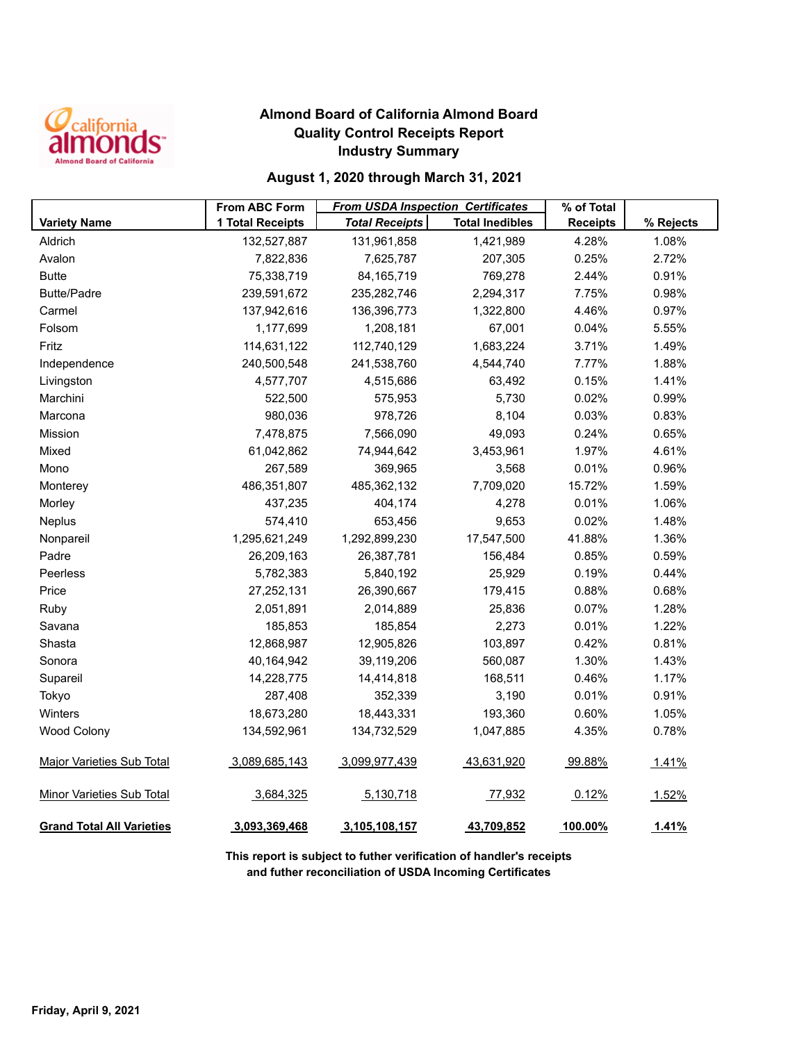# Almond Board of California Almond Board
## Quality Control Receipts Report
## Industry Summary

### August 1, 2020 through March 31, 2021

| Variety Name | From ABC Form 1 Total Receipts | *From USDA Inspection Certificates* *Total Receipts* | Total Inedibles | % of Total Receipts | % Rejects |
|---|---|---|---|---|---|
| Aldrich | 132,527,887 | 131,961,858 | 1,421,989 | 4.28% | 1.08% |
| Avalon | 7,822,836 | 7,625,787 | 207,305 | 0.25% | 2.72% |
| Butte | 75,338,719 | 84,165,719 | 769,278 | 2.44% | 0.91% |
| Butte/Padre | 239,591,672 | 235,282,746 | 2,294,317 | 7.75% | 0.98% |
| Carmel | 137,942,616 | 136,396,773 | 1,322,800 | 4.46% | 0.97% |
| Folsom | 1,177,699 | 1,208,181 | 67,001 | 0.04% | 5.55% |
| Fritz | 114,631,122 | 112,740,129 | 1,683,224 | 3.71% | 1.49% |
| Independence | 240,500,548 | 241,538,760 | 4,544,740 | 7.77% | 1.88% |
| Livingston | 4,577,707 | 4,515,686 | 63,492 | 0.15% | 1.41% |
| Marchini | 522,500 | 575,953 | 5,730 | 0.02% | 0.99% |
| Marcona | 980,036 | 978,726 | 8,104 | 0.03% | 0.83% |
| Mission | 7,478,875 | 7,566,090 | 49,093 | 0.24% | 0.65% |
| Mixed | 61,042,862 | 74,944,642 | 3,453,961 | 1.97% | 4.61% |
| Mono | 267,589 | 369,965 | 3,568 | 0.01% | 0.96% |
| Monterey | 486,351,807 | 485,362,132 | 7,709,020 | 15.72% | 1.59% |
| Morley | 437,235 | 404,174 | 4,278 | 0.01% | 1.06% |
| Neplus | 574,410 | 653,456 | 9,653 | 0.02% | 1.48% |
| Nonpareil | 1,295,621,249 | 1,292,899,230 | 17,547,500 | 41.88% | 1.36% |
| Padre | 26,209,163 | 26,387,781 | 156,484 | 0.85% | 0.59% |
| Peerless | 5,782,383 | 5,840,192 | 25,929 | 0.19% | 0.44% |
| Price | 27,252,131 | 26,390,667 | 179,415 | 0.88% | 0.68% |
| Ruby | 2,051,891 | 2,014,889 | 25,836 | 0.07% | 1.28% |
| Savana | 185,853 | 185,854 | 2,273 | 0.01% | 1.22% |
| Shasta | 12,868,987 | 12,905,826 | 103,897 | 0.42% | 0.81% |
| Sonora | 40,164,942 | 39,119,206 | 560,087 | 1.30% | 1.43% |
| Supareil | 14,228,775 | 14,414,818 | 168,511 | 0.46% | 1.17% |
| Tokyo | 287,408 | 352,339 | 3,190 | 0.01% | 0.91% |
| Winters | 18,673,280 | 18,443,331 | 193,360 | 0.60% | 1.05% |
| Wood Colony | 134,592,961 | 134,732,529 | 1,047,885 | 4.35% | 0.78% |
| Major Varieties Sub Total | 3,089,685,143 | 3,099,977,439 | 43,631,920 | 99.88% | 1.41% |
| Minor Varieties Sub Total | 3,684,325 | 5,130,718 | 77,932 | 0.12% | 1.52% |
| **Grand Total All Varieties** | **3,093,369,468** | **3,105,108,157** | **43,709,852** | **100.00%** | **1.41%** |

**This report is subject to futher verification of handler's receipts and futher reconciliation of USDA Incoming Certificates**

**Friday, April 9, 2021**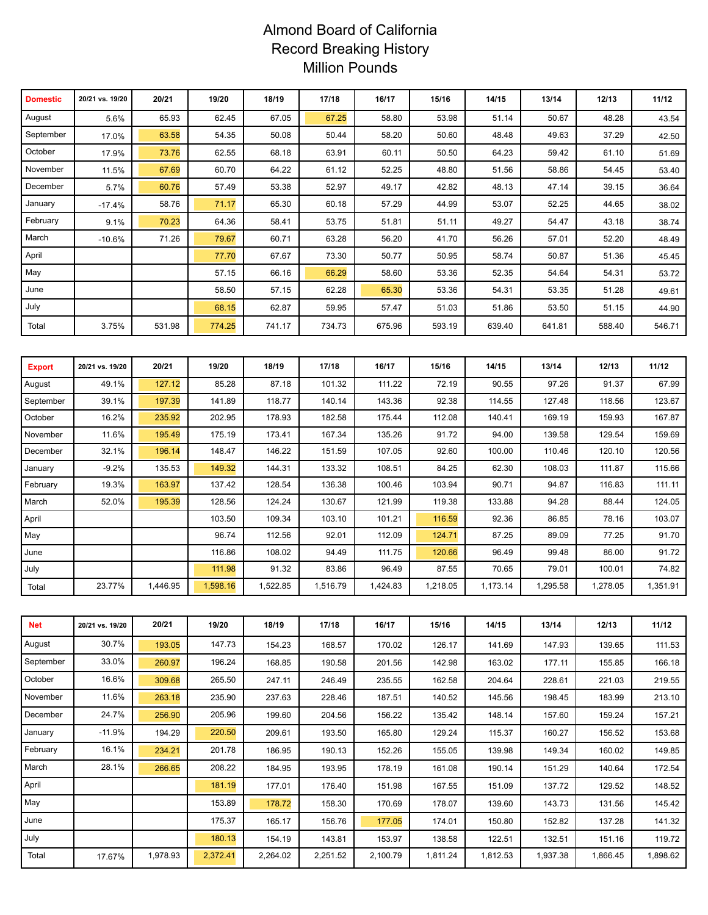# Almond Board of California
## Record Breaking History
## Million Pounds

| Domestic | 20/21 vs. 19/20 | 20/21 | 19/20 | 18/19 | 17/18 | 16/17 | 15/16 | 14/15 | 13/14 | 12/13 | 11/12 |
|---|---|---|---|---|---|---|---|---|---|---|---|
| August | 5.6% | 65.93 | 62.45 | 67.05 | 67.25 | 58.80 | 53.98 | 51.14 | 50.67 | 48.28 | 43.54 |
| September | 17.0% | 63.58 | 54.35 | 50.08 | 50.44 | 58.20 | 50.60 | 48.48 | 49.63 | 37.29 | 42.50 |
| October | 17.9% | 73.76 | 62.55 | 68.18 | 63.91 | 60.11 | 50.50 | 64.23 | 59.42 | 61.10 | 51.69 |
| November | 11.5% | 67.69 | 60.70 | 64.22 | 61.12 | 52.25 | 48.80 | 51.56 | 58.86 | 54.45 | 53.40 |
| December | 5.7% | 60.76 | 57.49 | 53.38 | 52.97 | 49.17 | 42.82 | 48.13 | 47.14 | 39.15 | 36.64 |
| January | -17.4% | 58.76 | 71.17 | 65.30 | 60.18 | 57.29 | 44.99 | 53.07 | 52.25 | 44.65 | 38.02 |
| February | 9.1% | 70.23 | 64.36 | 58.41 | 53.75 | 51.81 | 51.11 | 49.27 | 54.47 | 43.18 | 38.74 |
| March | -10.6% | 71.26 | 79.67 | 60.71 | 63.28 | 56.20 | 41.70 | 56.26 | 57.01 | 52.20 | 48.49 |
| April | | | 77.70 | 67.67 | 73.30 | 50.77 | 50.95 | 58.74 | 50.87 | 51.36 | 45.45 |
| May | | | 57.15 | 66.16 | 66.29 | 58.60 | 53.36 | 52.35 | 54.64 | 54.31 | 53.72 |
| June | | | 58.50 | 57.15 | 62.28 | 65.30 | 53.36 | 54.31 | 53.35 | 51.28 | 49.61 |
| July | | | 68.15 | 62.87 | 59.95 | 57.47 | 51.03 | 51.86 | 53.50 | 51.15 | 44.90 |
| Total | 3.75% | 531.98 | 774.25 | 741.17 | 734.73 | 675.96 | 593.19 | 639.40 | 641.81 | 588.40 | 546.71 |

| Export | 20/21 vs. 19/20 | 20/21 | 19/20 | 18/19 | 17/18 | 16/17 | 15/16 | 14/15 | 13/14 | 12/13 | 11/12 |
|---|---|---|---|---|---|---|---|---|---|---|---|
| August | 49.1% | 127.12 | 85.28 | 87.18 | 101.32 | 111.22 | 72.19 | 90.55 | 97.26 | 91.37 | 67.99 |
| September | 39.1% | 197.39 | 141.89 | 118.77 | 140.14 | 143.36 | 92.38 | 114.55 | 127.48 | 118.56 | 123.67 |
| October | 16.2% | 235.92 | 202.95 | 178.93 | 182.58 | 175.44 | 112.08 | 140.41 | 169.19 | 159.93 | 167.87 |
| November | 11.6% | 195.49 | 175.19 | 173.41 | 167.34 | 135.26 | 91.72 | 94.00 | 139.58 | 129.54 | 159.69 |
| December | 32.1% | 196.14 | 148.47 | 146.22 | 151.59 | 107.05 | 92.60 | 100.00 | 110.46 | 120.10 | 120.56 |
| January | -9.2% | 135.53 | 149.32 | 144.31 | 133.32 | 108.51 | 84.25 | 62.30 | 108.03 | 111.87 | 115.66 |
| February | 19.3% | 163.97 | 137.42 | 128.54 | 136.38 | 100.46 | 103.94 | 90.71 | 94.87 | 116.83 | 111.11 |
| March | 52.0% | 195.39 | 128.56 | 124.24 | 130.67 | 121.99 | 119.38 | 133.88 | 94.28 | 88.44 | 124.05 |
| April | | | 103.50 | 109.34 | 103.10 | 101.21 | 116.59 | 92.36 | 86.85 | 78.16 | 103.07 |
| May | | | 96.74 | 112.56 | 92.01 | 112.09 | 124.71 | 87.25 | 89.09 | 77.25 | 91.70 |
| June | | | 116.86 | 108.02 | 94.49 | 111.75 | 120.66 | 96.49 | 99.48 | 86.00 | 91.72 |
| July | | | 111.98 | 91.32 | 83.86 | 96.49 | 87.55 | 70.65 | 79.01 | 100.01 | 74.82 |
| Total | 23.77% | 1,446.95 | 1,598.16 | 1,522.85 | 1,516.79 | 1,424.83 | 1,218.05 | 1,173.14 | 1,295.58 | 1,278.05 | 1,351.91 |

| Net | 20/21 vs. 19/20 | 20/21 | 19/20 | 18/19 | 17/18 | 16/17 | 15/16 | 14/15 | 13/14 | 12/13 | 11/12 |
|---|---|---|---|---|---|---|---|---|---|---|---|
| August | 30.7% | 193.05 | 147.73 | 154.23 | 168.57 | 170.02 | 126.17 | 141.69 | 147.93 | 139.65 | 111.53 |
| September | 33.0% | 260.97 | 196.24 | 168.85 | 190.58 | 201.56 | 142.98 | 163.02 | 177.11 | 155.85 | 166.18 |
| October | 16.6% | 309.68 | 265.50 | 247.11 | 246.49 | 235.55 | 162.58 | 204.64 | 228.61 | 221.03 | 219.55 |
| November | 11.6% | 263.18 | 235.90 | 237.63 | 228.46 | 187.51 | 140.52 | 145.56 | 198.45 | 183.99 | 213.10 |
| December | 24.7% | 256.90 | 205.96 | 199.60 | 204.56 | 156.22 | 135.42 | 148.14 | 157.60 | 159.24 | 157.21 |
| January | -11.9% | 194.29 | 220.50 | 209.61 | 193.50 | 165.80 | 129.24 | 115.37 | 160.27 | 156.52 | 153.68 |
| February | 16.1% | 234.21 | 201.78 | 186.95 | 190.13 | 152.26 | 155.05 | 139.98 | 149.34 | 160.02 | 149.85 |
| March | 28.1% | 266.65 | 208.22 | 184.95 | 193.95 | 178.19 | 161.08 | 190.14 | 151.29 | 140.64 | 172.54 |
| April | | | 181.19 | 177.01 | 176.40 | 151.98 | 167.55 | 151.09 | 137.72 | 129.52 | 148.52 |
| May | | | 153.89 | 178.72 | 158.30 | 170.69 | 178.07 | 139.60 | 143.73 | 131.56 | 145.42 |
| June | | | 175.37 | 165.17 | 156.76 | 177.05 | 174.01 | 150.80 | 152.82 | 137.28 | 141.32 |
| July | | | 180.13 | 154.19 | 143.81 | 153.97 | 138.58 | 122.51 | 132.51 | 151.16 | 119.72 |
| Total | 17.67% | 1,978.93 | 2,372.41 | 2,264.02 | 2,251.52 | 2,100.79 | 1,811.24 | 1,812.53 | 1,937.38 | 1,866.45 | 1,898.62 |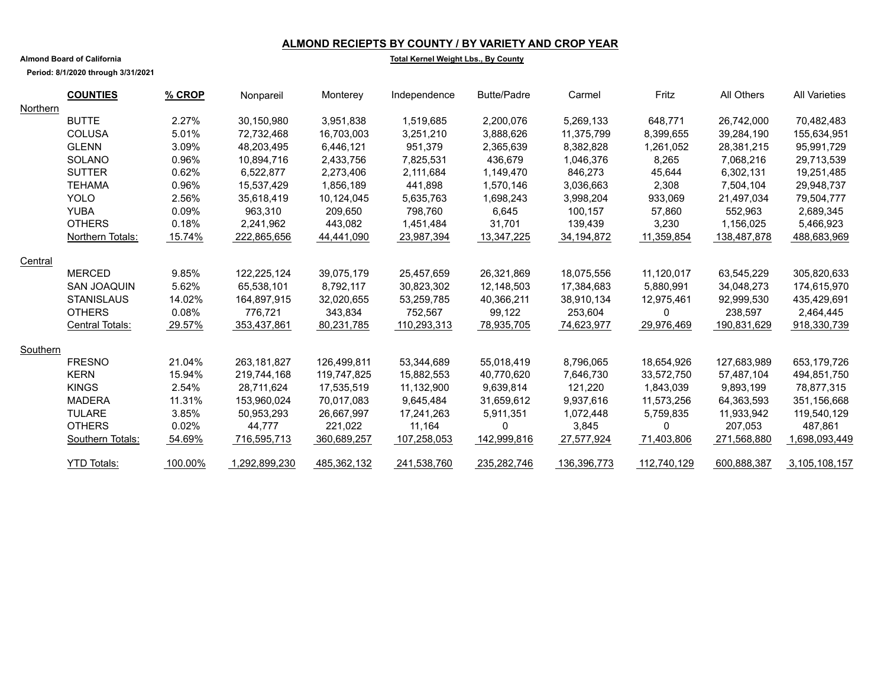## ALMOND RECIEPTS BY COUNTY / BY VARIETY AND CROP YEAR

**Almond Board of California**

**Total Kernel Weight Lbs., By County**

**Period: 8/1/2020 through 3/31/2021**

| | COUNTIES | % CROP | Nonpareil | Monterey | Independence | Butte/Padre | Carmel | Fritz | All Others | All Varieties |
|---|---|---|---|---|---|---|---|---|---|---|
| Northern | | | | | | | | | | |
| | BUTTE | 2.27% | 30,150,980 | 3,951,838 | 1,519,685 | 2,200,076 | 5,269,133 | 648,771 | 26,742,000 | 70,482,483 |
| | COLUSA | 5.01% | 72,732,468 | 16,703,003 | 3,251,210 | 3,888,626 | 11,375,799 | 8,399,655 | 39,284,190 | 155,634,951 |
| | GLENN | 3.09% | 48,203,495 | 6,446,121 | 951,379 | 2,365,639 | 8,382,828 | 1,261,052 | 28,381,215 | 95,991,729 |
| | SOLANO | 0.96% | 10,894,716 | 2,433,756 | 7,825,531 | 436,679 | 1,046,376 | 8,265 | 7,068,216 | 29,713,539 |
| | SUTTER | 0.62% | 6,522,877 | 2,273,406 | 2,111,684 | 1,149,470 | 846,273 | 45,644 | 6,302,131 | 19,251,485 |
| | TEHAMA | 0.96% | 15,537,429 | 1,856,189 | 441,898 | 1,570,146 | 3,036,663 | 2,308 | 7,504,104 | 29,948,737 |
| | YOLO | 2.56% | 35,618,419 | 10,124,045 | 5,635,763 | 1,698,243 | 3,998,204 | 933,069 | 21,497,034 | 79,504,777 |
| | YUBA | 0.09% | 963,310 | 209,650 | 798,760 | 6,645 | 100,157 | 57,860 | 552,963 | 2,689,345 |
| | OTHERS | 0.18% | 2,241,962 | 443,082 | 1,451,484 | 31,701 | 139,439 | 3,230 | 1,156,025 | 5,466,923 |
| | Northern Totals: | 15.74% | 222,865,656 | 44,441,090 | 23,987,394 | 13,347,225 | 34,194,872 | 11,359,854 | 138,487,878 | 488,683,969 |
| Central | | | | | | | | | | |
| | MERCED | 9.85% | 122,225,124 | 39,075,179 | 25,457,659 | 26,321,869 | 18,075,556 | 11,120,017 | 63,545,229 | 305,820,633 |
| | SAN JOAQUIN | 5.62% | 65,538,101 | 8,792,117 | 30,823,302 | 12,148,503 | 17,384,683 | 5,880,991 | 34,048,273 | 174,615,970 |
| | STANISLAUS | 14.02% | 164,897,915 | 32,020,655 | 53,259,785 | 40,366,211 | 38,910,134 | 12,975,461 | 92,999,530 | 435,429,691 |
| | OTHERS | 0.08% | 776,721 | 343,834 | 752,567 | 99,122 | 253,604 | 0 | 238,597 | 2,464,445 |
| | Central Totals: | 29.57% | 353,437,861 | 80,231,785 | 110,293,313 | 78,935,705 | 74,623,977 | 29,976,469 | 190,831,629 | 918,330,739 |
| Southern | | | | | | | | | | |
| | FRESNO | 21.04% | 263,181,827 | 126,499,811 | 53,344,689 | 55,018,419 | 8,796,065 | 18,654,926 | 127,683,989 | 653,179,726 |
| | KERN | 15.94% | 219,744,168 | 119,747,825 | 15,882,553 | 40,770,620 | 7,646,730 | 33,572,750 | 57,487,104 | 494,851,750 |
| | KINGS | 2.54% | 28,711,624 | 17,535,519 | 11,132,900 | 9,639,814 | 121,220 | 1,843,039 | 9,893,199 | 78,877,315 |
| | MADERA | 11.31% | 153,960,024 | 70,017,083 | 9,645,484 | 31,659,612 | 9,937,616 | 11,573,256 | 64,363,593 | 351,156,668 |
| | TULARE | 3.85% | 50,953,293 | 26,667,997 | 17,241,263 | 5,911,351 | 1,072,448 | 5,759,835 | 11,933,942 | 119,540,129 |
| | OTHERS | 0.02% | 44,777 | 221,022 | 11,164 | 0 | 3,845 | 0 | 207,053 | 487,861 |
| | Southern Totals: | 54.69% | 716,595,713 | 360,689,257 | 107,258,053 | 142,999,816 | 27,577,924 | 71,403,806 | 271,568,880 | 1,698,093,449 |
| | YTD Totals: | 100.00% | 1,292,899,230 | 485,362,132 | 241,538,760 | 235,282,746 | 136,396,773 | 112,740,129 | 600,888,387 | 3,105,108,157 |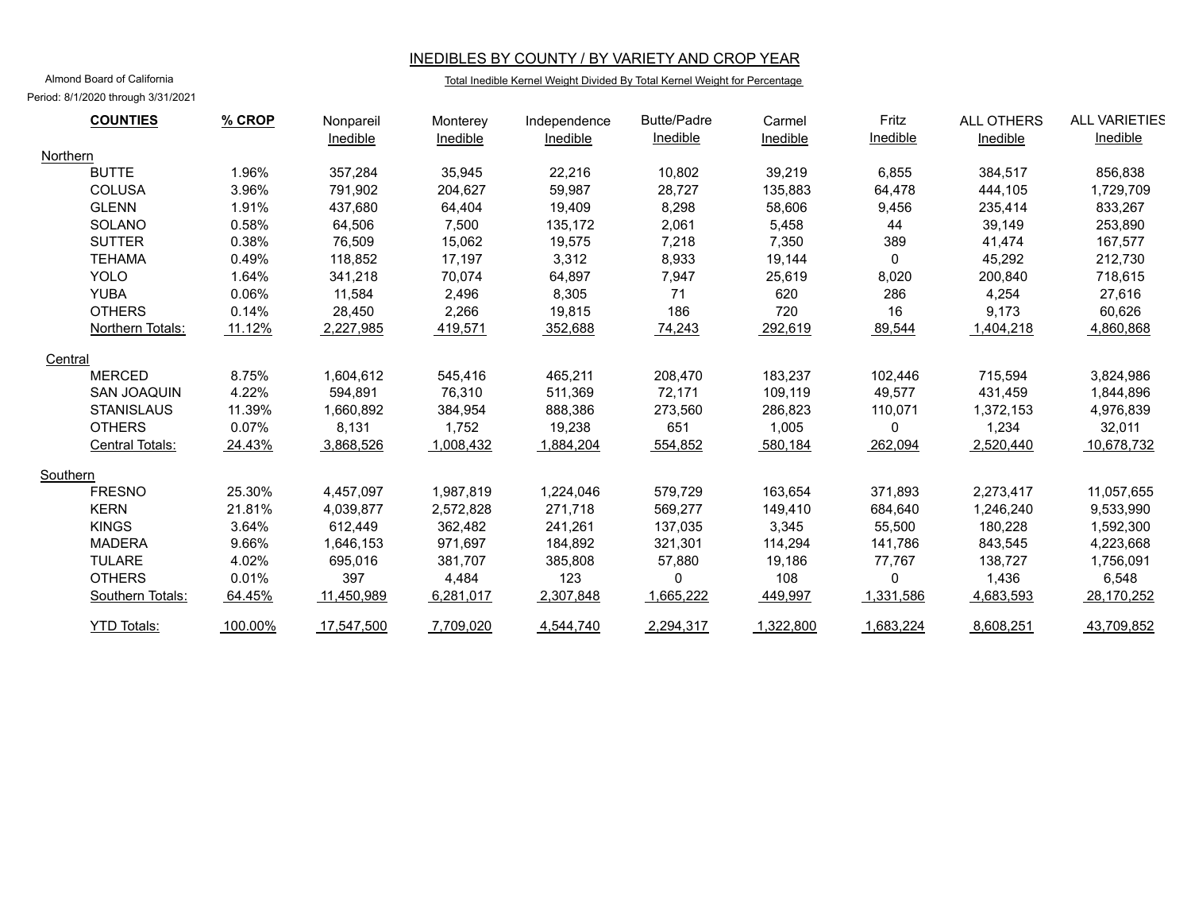# INEDIBLES BY COUNTY / BY VARIETY AND CROP YEAR

Almond Board of California

Period: 8/1/2020 through 3/31/2021

Total Inedible Kernel Weight Divided By Total Kernel Weight for Percentage

| COUNTIES | % CROP | Nonpareil Inedible | Monterey Inedible | Independence Inedible | Butte/Padre Inedible | Carmel Inedible | Fritz Inedible | ALL OTHERS Inedible | ALL VARIETIES Inedible |
|---|---|---|---|---|---|---|---|---|---|
| **Northern** | | | | | | | | | |
| BUTTE | 1.96% | 357,284 | 35,945 | 22,216 | 10,802 | 39,219 | 6,855 | 384,517 | 856,838 |
| COLUSA | 3.96% | 791,902 | 204,627 | 59,987 | 28,727 | 135,883 | 64,478 | 444,105 | 1,729,709 |
| GLENN | 1.91% | 437,680 | 64,404 | 19,409 | 8,298 | 58,606 | 9,456 | 235,414 | 833,267 |
| SOLANO | 0.58% | 64,506 | 7,500 | 135,172 | 2,061 | 5,458 | 44 | 39,149 | 253,890 |
| SUTTER | 0.38% | 76,509 | 15,062 | 19,575 | 7,218 | 7,350 | 389 | 41,474 | 167,577 |
| TEHAMA | 0.49% | 118,852 | 17,197 | 3,312 | 8,933 | 19,144 | 0 | 45,292 | 212,730 |
| YOLO | 1.64% | 341,218 | 70,074 | 64,897 | 7,947 | 25,619 | 8,020 | 200,840 | 718,615 |
| YUBA | 0.06% | 11,584 | 2,496 | 8,305 | 71 | 620 | 286 | 4,254 | 27,616 |
| OTHERS | 0.14% | 28,450 | 2,266 | 19,815 | 186 | 720 | 16 | 9,173 | 60,626 |
| Northern Totals: | 11.12% | 2,227,985 | 419,571 | 352,688 | 74,243 | 292,619 | 89,544 | 1,404,218 | 4,860,868 |
| **Central** | | | | | | | | | |
| MERCED | 8.75% | 1,604,612 | 545,416 | 465,211 | 208,470 | 183,237 | 102,446 | 715,594 | 3,824,986 |
| SAN JOAQUIN | 4.22% | 594,891 | 76,310 | 511,369 | 72,171 | 109,119 | 49,577 | 431,459 | 1,844,896 |
| STANISLAUS | 11.39% | 1,660,892 | 384,954 | 888,386 | 273,560 | 286,823 | 110,071 | 1,372,153 | 4,976,839 |
| OTHERS | 0.07% | 8,131 | 1,752 | 19,238 | 651 | 1,005 | 0 | 1,234 | 32,011 |
| Central Totals: | 24.43% | 3,868,526 | 1,008,432 | 1,884,204 | 554,852 | 580,184 | 262,094 | 2,520,440 | 10,678,732 |
| **Southern** | | | | | | | | | |
| FRESNO | 25.30% | 4,457,097 | 1,987,819 | 1,224,046 | 579,729 | 163,654 | 371,893 | 2,273,417 | 11,057,655 |
| KERN | 21.81% | 4,039,877 | 2,572,828 | 271,718 | 569,277 | 149,410 | 684,640 | 1,246,240 | 9,533,990 |
| KINGS | 3.64% | 612,449 | 362,482 | 241,261 | 137,035 | 3,345 | 55,500 | 180,228 | 1,592,300 |
| MADERA | 9.66% | 1,646,153 | 971,697 | 184,892 | 321,301 | 114,294 | 141,786 | 843,545 | 4,223,668 |
| TULARE | 4.02% | 695,016 | 381,707 | 385,808 | 57,880 | 19,186 | 77,767 | 138,727 | 1,756,091 |
| OTHERS | 0.01% | 397 | 4,484 | 123 | 0 | 108 | 0 | 1,436 | 6,548 |
| Southern Totals: | 64.45% | 11,450,989 | 6,281,017 | 2,307,848 | 1,665,222 | 449,997 | 1,331,586 | 4,683,593 | 28,170,252 |
| YTD Totals: | 100.00% | 17,547,500 | 7,709,020 | 4,544,740 | 2,294,317 | 1,322,800 | 1,683,224 | 8,608,251 | 43,709,852 |